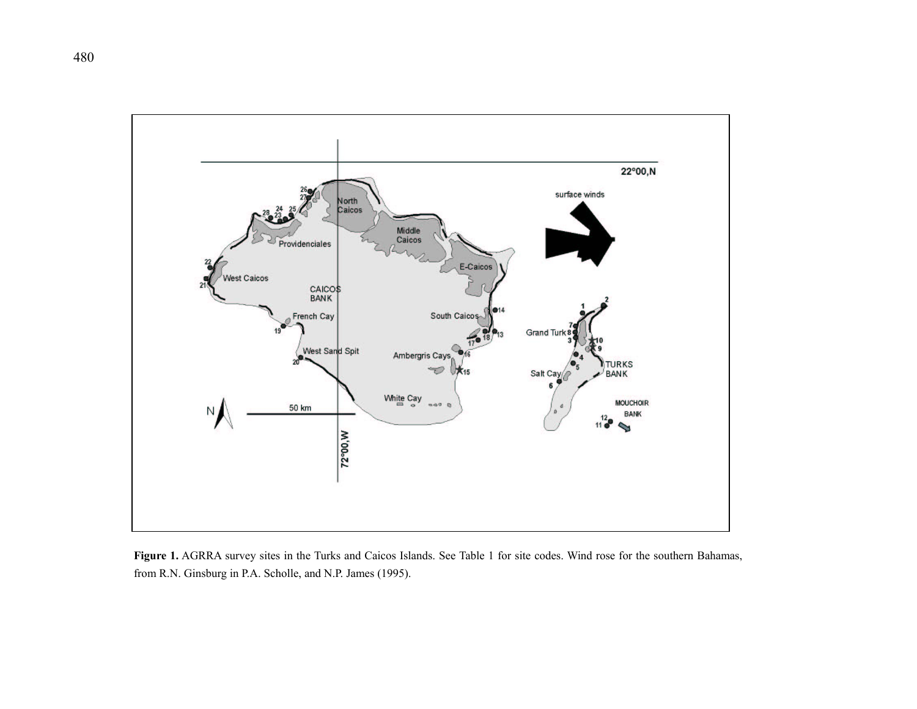**Figure 1.** AGRRA survey sites in the Turks and Caicos Islands. See Table 1 for site codes. Wind rose for the southern Bahamas, from R.N. Ginsburg in P.A. Scholle, and N.P. James (1995).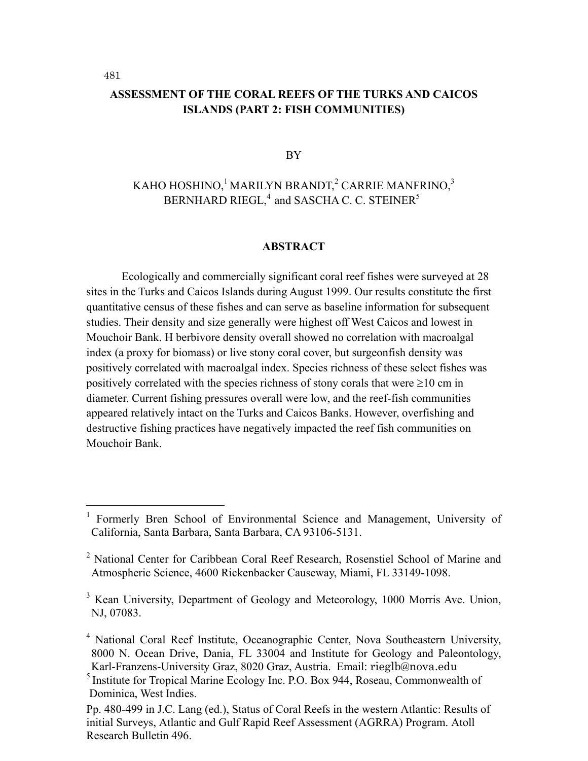# ASSESSMENT OF THE CORAL REEFS OF THE TURKS AND CAICOS ISLANDS (PART 2: FISH COMMUNITIES)

BY

KAHO HOSHINO,[1] MARILYN BRANDT,[2] CARRIE MANFRINO,[3] BERNHARD RIEGL,[4] and SASCHA C. C. STEINER[5]

## ABSTRACT

Ecologically and commercially significant coral reef fishes were surveyed at 28 sites in the Turks and Caicos Islands during August 1999. Our results constitute the first quantitative census of these fishes and can serve as baseline information for subsequent studies. Their density and size generally were highest off West Caicos and lowest in Mouchoir Bank. H erbivore density overall showed no correlation with macroalgal index (a proxy for biomass) or live stony coral cover, but surgeonfish density was positively correlated with macroalgal index. Species richness of these select fishes was positively correlated with the species richness of stony corals that were ≥10 cm in diameter. Current fishing pressures overall were low, and the reef-fish communities appeared relatively intact on the Turks and Caicos Banks. However, overfishing and destructive fishing practices have negatively impacted the reef fish communities on Mouchoir Bank.

---

[1] Formerly Bren School of Environmental Science and Management, University of California, Santa Barbara, Santa Barbara, CA 93106-5131.

[2] National Center for Caribbean Coral Reef Research, Rosenstiel School of Marine and Atmospheric Science, 4600 Rickenbacker Causeway, Miami, FL 33149-1098.

[3] Kean University, Department of Geology and Meteorology, 1000 Morris Ave. Union, NJ, 07083.

[4] National Coral Reef Institute, Oceanographic Center, Nova Southeastern University, 8000 N. Ocean Drive, Dania, FL 33004 and Institute for Geology and Paleontology, Karl-Franzens-University Graz, 8020 Graz, Austria. Email: rieglb@nova.edu

[5] Institute for Tropical Marine Ecology Inc. P.O. Box 944, Roseau, Commonwealth of Dominica, West Indies.

Pp. 480-499 in J.C. Lang (ed.), Status of Coral Reefs in the western Atlantic: Results of initial Surveys, Atlantic and Gulf Rapid Reef Assessment (AGRRA) Program. Atoll Research Bulletin 496.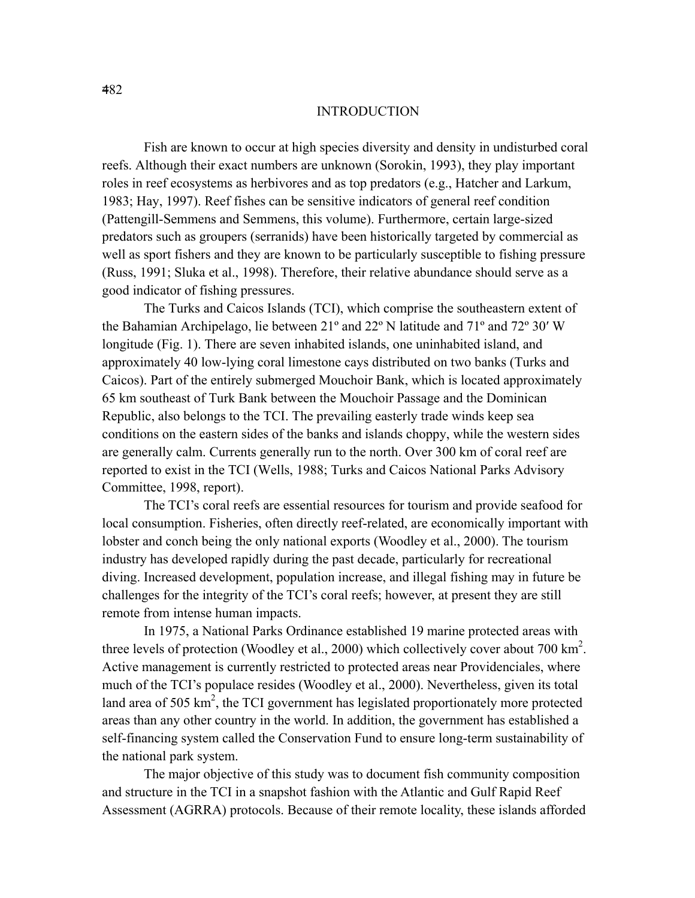## INTRODUCTION

Fish are known to occur at high species diversity and density in undisturbed coral reefs. Although their exact numbers are unknown (Sorokin, 1993), they play important roles in reef ecosystems as herbivores and as top predators (e.g., Hatcher and Larkum, 1983; Hay, 1997). Reef fishes can be sensitive indicators of general reef condition (Pattengill-Semmens and Semmens, this volume). Furthermore, certain large-sized predators such as groupers (serranids) have been historically targeted by commercial as well as sport fishers and they are known to be particularly susceptible to fishing pressure (Russ, 1991; Sluka et al., 1998). Therefore, their relative abundance should serve as a good indicator of fishing pressures.

The Turks and Caicos Islands (TCI), which comprise the southeastern extent of the Bahamian Archipelago, lie between 21º and 22º N latitude and 71º and 72º 30′ W longitude (Fig. 1). There are seven inhabited islands, one uninhabited island, and approximately 40 low-lying coral limestone cays distributed on two banks (Turks and Caicos). Part of the entirely submerged Mouchoir Bank, which is located approximately 65 km southeast of Turk Bank between the Mouchoir Passage and the Dominican Republic, also belongs to the TCI. The prevailing easterly trade winds keep sea conditions on the eastern sides of the banks and islands choppy, while the western sides are generally calm. Currents generally run to the north. Over 300 km of coral reef are reported to exist in the TCI (Wells, 1988; Turks and Caicos National Parks Advisory Committee, 1998, report).

The TCI's coral reefs are essential resources for tourism and provide seafood for local consumption. Fisheries, often directly reef-related, are economically important with lobster and conch being the only national exports (Woodley et al., 2000). The tourism industry has developed rapidly during the past decade, particularly for recreational diving. Increased development, population increase, and illegal fishing may in future be challenges for the integrity of the TCI's coral reefs; however, at present they are still remote from intense human impacts.

In 1975, a National Parks Ordinance established 19 marine protected areas with three levels of protection (Woodley et al., 2000) which collectively cover about 700 km$^2$. Active management is currently restricted to protected areas near Providenciales, where much of the TCI's populace resides (Woodley et al., 2000). Nevertheless, given its total land area of 505 km$^2$, the TCI government has legislated proportionately more protected areas than any other country in the world. In addition, the government has established a self-financing system called the Conservation Fund to ensure long-term sustainability of the national park system.

The major objective of this study was to document fish community composition and structure in the TCI in a snapshot fashion with the Atlantic and Gulf Rapid Reef Assessment (AGRRA) protocols. Because of their remote locality, these islands afforded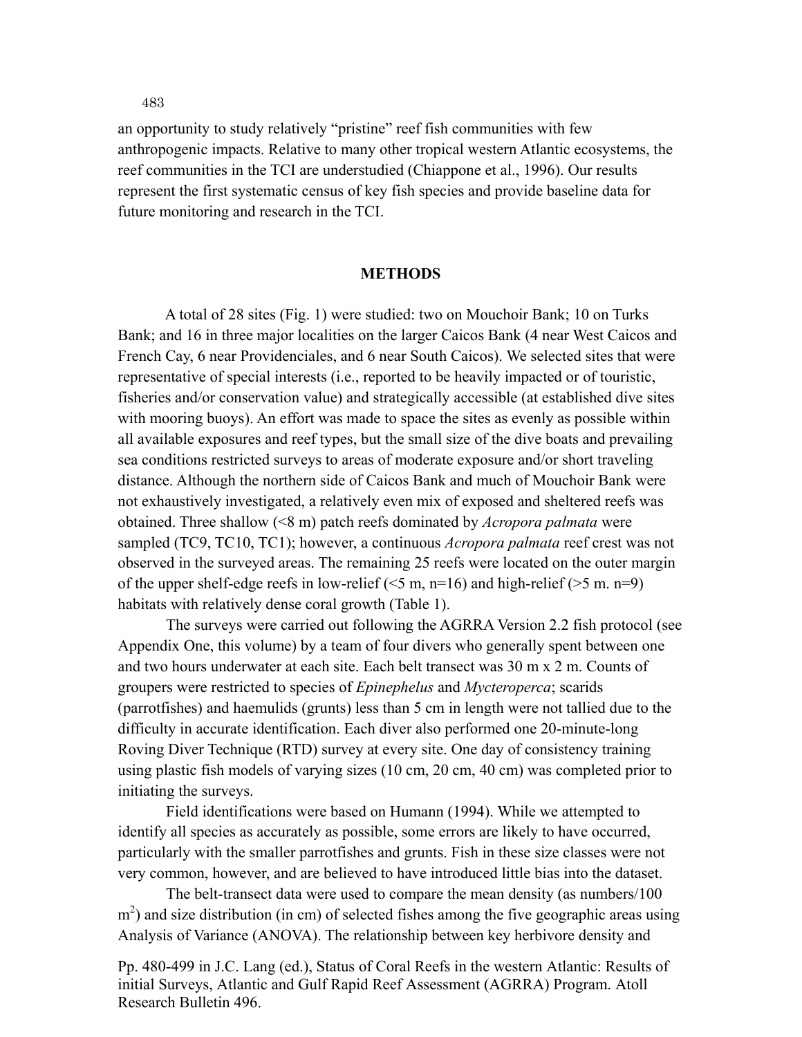an opportunity to study relatively "pristine" reef fish communities with few anthropogenic impacts. Relative to many other tropical western Atlantic ecosystems, the reef communities in the TCI are understudied (Chiappone et al., 1996). Our results represent the first systematic census of key fish species and provide baseline data for future monitoring and research in the TCI.

## METHODS

A total of 28 sites (Fig. 1) were studied: two on Mouchoir Bank; 10 on Turks Bank; and 16 in three major localities on the larger Caicos Bank (4 near West Caicos and French Cay, 6 near Providenciales, and 6 near South Caicos). We selected sites that were representative of special interests (i.e., reported to be heavily impacted or of touristic, fisheries and/or conservation value) and strategically accessible (at established dive sites with mooring buoys). An effort was made to space the sites as evenly as possible within all available exposures and reef types, but the small size of the dive boats and prevailing sea conditions restricted surveys to areas of moderate exposure and/or short traveling distance. Although the northern side of Caicos Bank and much of Mouchoir Bank were not exhaustively investigated, a relatively even mix of exposed and sheltered reefs was obtained. Three shallow (<8 m) patch reefs dominated by *Acropora palmata* were sampled (TC9, TC10, TC1); however, a continuous *Acropora palmata* reef crest was not observed in the surveyed areas. The remaining 25 reefs were located on the outer margin of the upper shelf-edge reefs in low-relief (<5 m, n=16) and high-relief (>5 m. n=9) habitats with relatively dense coral growth (Table 1).

The surveys were carried out following the AGRRA Version 2.2 fish protocol (see Appendix One, this volume) by a team of four divers who generally spent between one and two hours underwater at each site. Each belt transect was 30 m x 2 m. Counts of groupers were restricted to species of *Epinephelus* and *Mycteroperca*; scarids (parrotfishes) and haemulids (grunts) less than 5 cm in length were not tallied due to the difficulty in accurate identification. Each diver also performed one 20-minute-long Roving Diver Technique (RTD) survey at every site. One day of consistency training using plastic fish models of varying sizes (10 cm, 20 cm, 40 cm) was completed prior to initiating the surveys.

Field identifications were based on Humann (1994). While we attempted to identify all species as accurately as possible, some errors are likely to have occurred, particularly with the smaller parrotfishes and grunts. Fish in these size classes were not very common, however, and are believed to have introduced little bias into the dataset.

The belt-transect data were used to compare the mean density (as numbers/100 $m^2$) and size distribution (in cm) of selected fishes among the five geographic areas using Analysis of Variance (ANOVA). The relationship between key herbivore density and

Pp. 480-499 in J.C. Lang (ed.), Status of Coral Reefs in the western Atlantic: Results of initial Surveys, Atlantic and Gulf Rapid Reef Assessment (AGRRA) Program. Atoll Research Bulletin 496.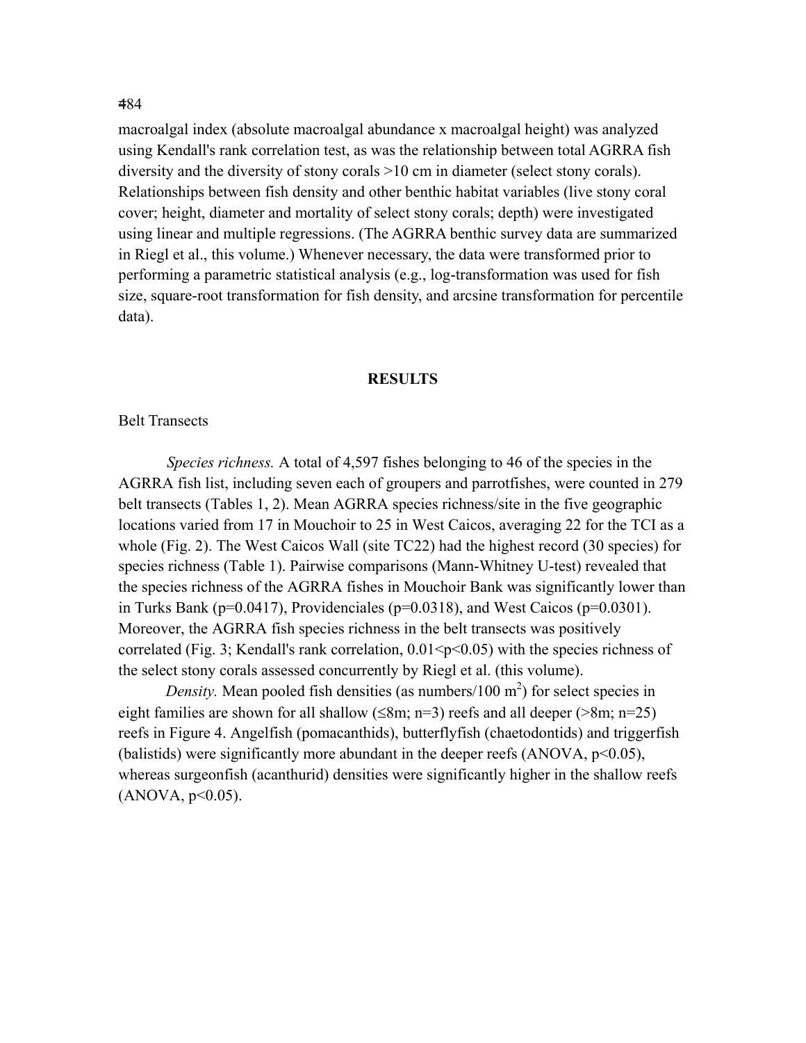macroalgal index (absolute macroalgal abundance x macroalgal height) was analyzed using Kendall's rank correlation test, as was the relationship between total AGRRA fish diversity and the diversity of stony corals >10 cm in diameter (select stony corals). Relationships between fish density and other benthic habitat variables (live stony coral cover; height, diameter and mortality of select stony corals; depth) were investigated using linear and multiple regressions. (The AGRRA benthic survey data are summarized in Riegl et al., this volume.) Whenever necessary, the data were transformed prior to performing a parametric statistical analysis (e.g., log-transformation was used for fish size, square-root transformation for fish density, and arcsine transformation for percentile data).

## RESULTS

Belt Transects

*Species richness.* A total of 4,597 fishes belonging to 46 of the species in the AGRRA fish list, including seven each of groupers and parrotfishes, were counted in 279 belt transects (Tables 1, 2). Mean AGRRA species richness/site in the five geographic locations varied from 17 in Mouchoir to 25 in West Caicos, averaging 22 for the TCI as a whole (Fig. 2). The West Caicos Wall (site TC22) had the highest record (30 species) for species richness (Table 1). Pairwise comparisons (Mann-Whitney U-test) revealed that the species richness of the AGRRA fishes in Mouchoir Bank was significantly lower than in Turks Bank ($p=0.0417$), Providenciales ($p=0.0318$), and West Caicos ($p=0.0301$). Moreover, the AGRRA fish species richness in the belt transects was positively correlated (Fig. 3; Kendall's rank correlation, $0.01<p<0.05$) with the species richness of the select stony corals assessed concurrently by Riegl et al. (this volume).

*Density.* Mean pooled fish densities (as numbers/100 $m^2$) for select species in eight families are shown for all shallow (≤8m; n=3) reefs and all deeper (>8m; n=25) reefs in Figure 4. Angelfish (pomacanthids), butterflyfish (chaetodontids) and triggerfish (balistids) were significantly more abundant in the deeper reefs (ANOVA, $p<0.05$), whereas surgeonfish (acanthurid) densities were significantly higher in the shallow reefs (ANOVA, $p<0.05$).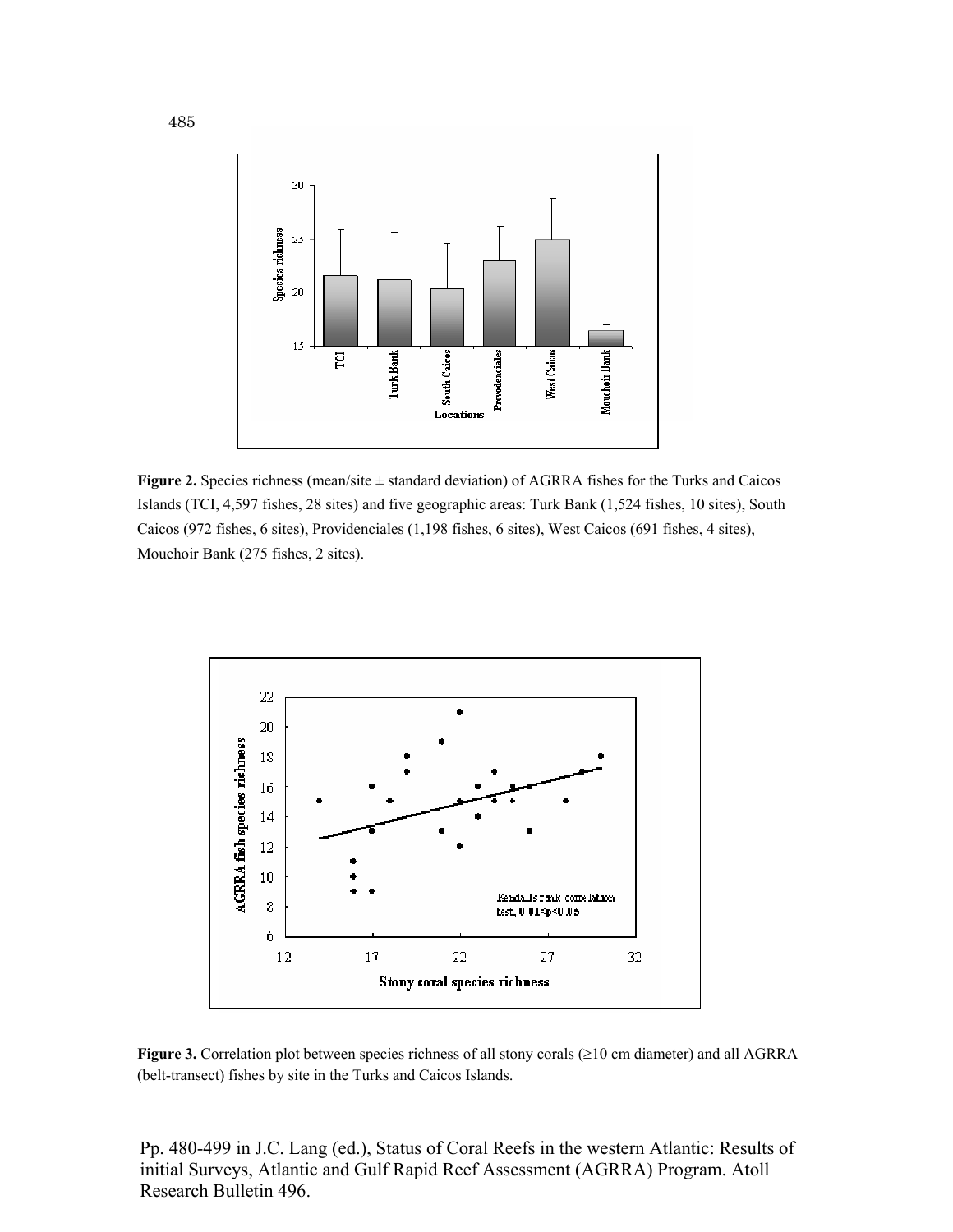**Figure 2.** Species richness (mean/site ± standard deviation) of AGRRA fishes for the Turks and Caicos Islands (TCI, 4,597 fishes, 28 sites) and five geographic areas: Turk Bank (1,524 fishes, 10 sites), South Caicos (972 fishes, 6 sites), Providenciales (1,198 fishes, 6 sites), West Caicos (691 fishes, 4 sites), Mouchoir Bank (275 fishes, 2 sites).

**Figure 3.** Correlation plot between species richness of all stony corals (≥10 cm diameter) and all AGRRA (belt-transect) fishes by site in the Turks and Caicos Islands.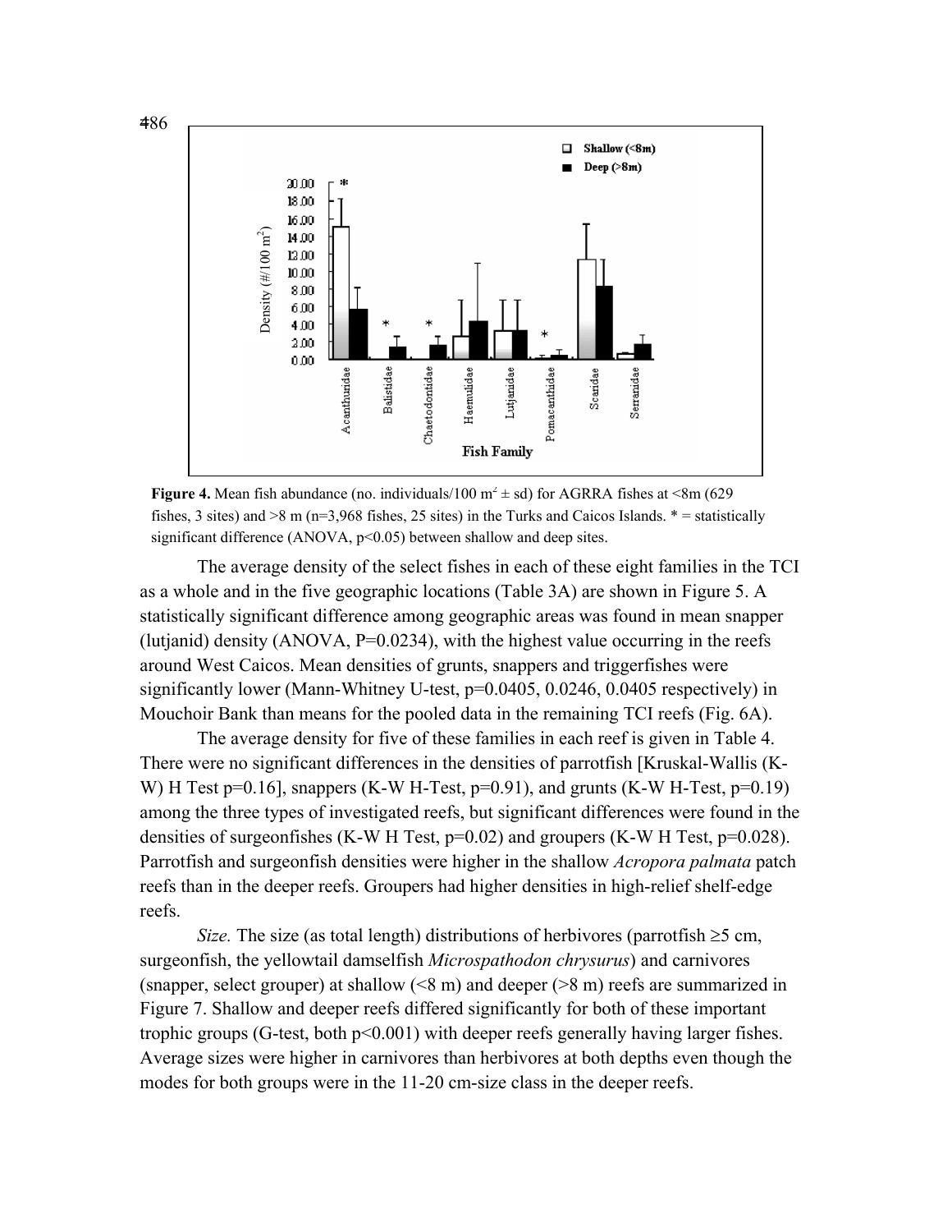**Figure 4.** Mean fish abundance (no. individuals/100 m$^2$ ± sd) for AGRRA fishes at <8m (629 fishes, 3 sites) and >8 m (n=3,968 fishes, 25 sites) in the Turks and Caicos Islands. * = statistically significant difference (ANOVA, $p<0.05$) between shallow and deep sites.

The average density of the select fishes in each of these eight families in the TCI as a whole and in the five geographic locations (Table 3A) are shown in Figure 5. A statistically significant difference among geographic areas was found in mean snapper (lutjanid) density (ANOVA, P=0.0234), with the highest value occurring in the reefs around West Caicos. Mean densities of grunts, snappers and triggerfishes were significantly lower (Mann-Whitney U-test, p=0.0405, 0.0246, 0.0405 respectively) in Mouchoir Bank than means for the pooled data in the remaining TCI reefs (Fig. 6A).

The average density for five of these families in each reef is given in Table 4. There were no significant differences in the densities of parrotfish [Kruskal-Wallis (K-W) H Test p=0.16], snappers (K-W H-Test, p=0.91), and grunts (K-W H-Test, p=0.19) among the three types of investigated reefs, but significant differences were found in the densities of surgeonfishes (K-W H Test, p=0.02) and groupers (K-W H Test, p=0.028). Parrotfish and surgeonfish densities were higher in the shallow *Acropora palmata* patch reefs than in the deeper reefs. Groupers had higher densities in high-relief shelf-edge reefs.

*Size.* The size (as total length) distributions of herbivores (parrotfish ≥5 cm, surgeonfish, the yellowtail damselfish *Microspathodon chrysurus*) and carnivores (snapper, select grouper) at shallow (<8 m) and deeper (>8 m) reefs are summarized in Figure 7. Shallow and deeper reefs differed significantly for both of these important trophic groups (G-test, both $p<0.001$) with deeper reefs generally having larger fishes. Average sizes were higher in carnivores than herbivores at both depths even though the modes for both groups were in the 11-20 cm-size class in the deeper reefs.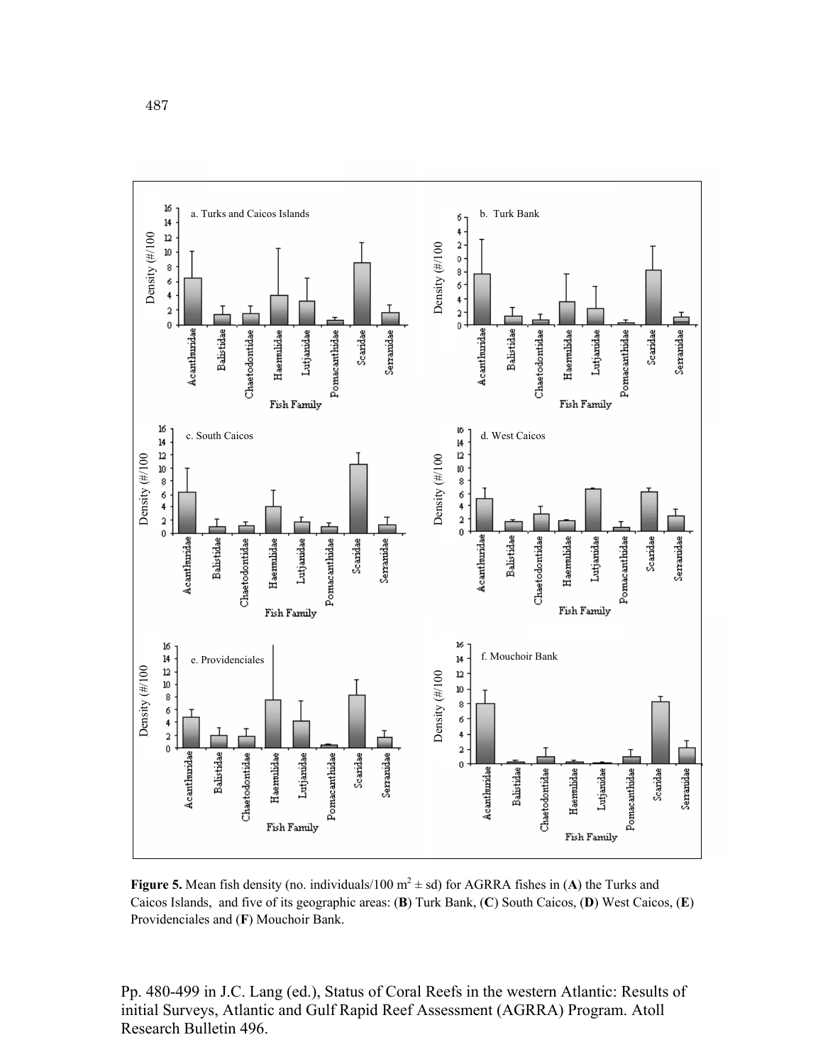**Figure 5.** Mean fish density (no. individuals/100 $m^2$ ± sd) for AGRRA fishes in (**A**) the Turks and Caicos Islands, and five of its geographic areas: (**B**) Turk Bank, (**C**) South Caicos, (**D**) West Caicos, (**E**) Providenciales and (**F**) Mouchoir Bank.

Pp. 480-499 in J.C. Lang (ed.), Status of Coral Reefs in the western Atlantic: Results of initial Surveys, Atlantic and Gulf Rapid Reef Assessment (AGRRA) Program. Atoll Research Bulletin 496.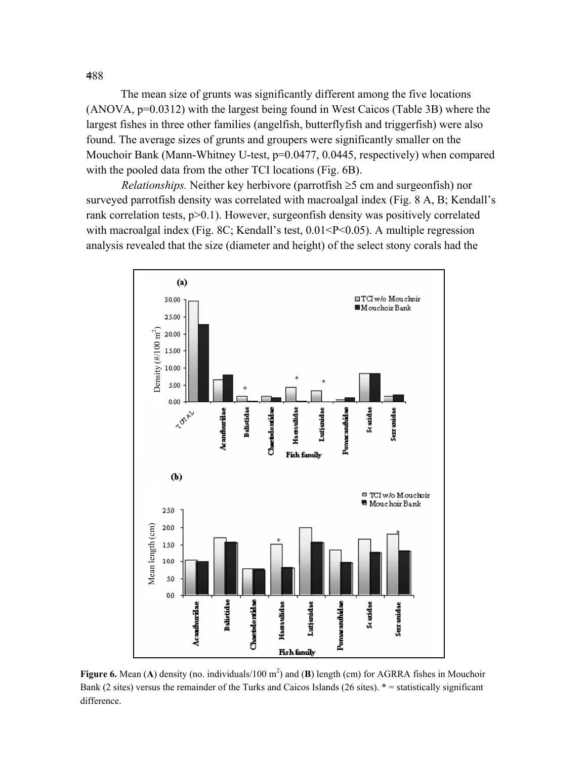The mean size of grunts was significantly different among the five locations (ANOVA, p=0.0312) with the largest being found in West Caicos (Table 3B) where the largest fishes in three other families (angelfish, butterflyfish and triggerfish) were also found. The average sizes of grunts and groupers were significantly smaller on the Mouchoir Bank (Mann-Whitney U-test, p=0.0477, 0.0445, respectively) when compared with the pooled data from the other TCI locations (Fig. 6B).

*Relationships.* Neither key herbivore (parrotfish ≥5 cm and surgeonfish) nor surveyed parrotfish density was correlated with macroalgal index (Fig. 8 A, B; Kendall's rank correlation tests, p>0.1). However, surgeonfish density was positively correlated with macroalgal index (Fig. 8C; Kendall's test, 0.01<P<0.05). A multiple regression analysis revealed that the size (diameter and height) of the select stony corals had the

**Figure 6.** Mean (**A**) density (no. individuals/100 m$^2$) and (**B**) length (cm) for AGRRA fishes in Mouchoir Bank (2 sites) versus the remainder of the Turks and Caicos Islands (26 sites). * = statistically significant difference.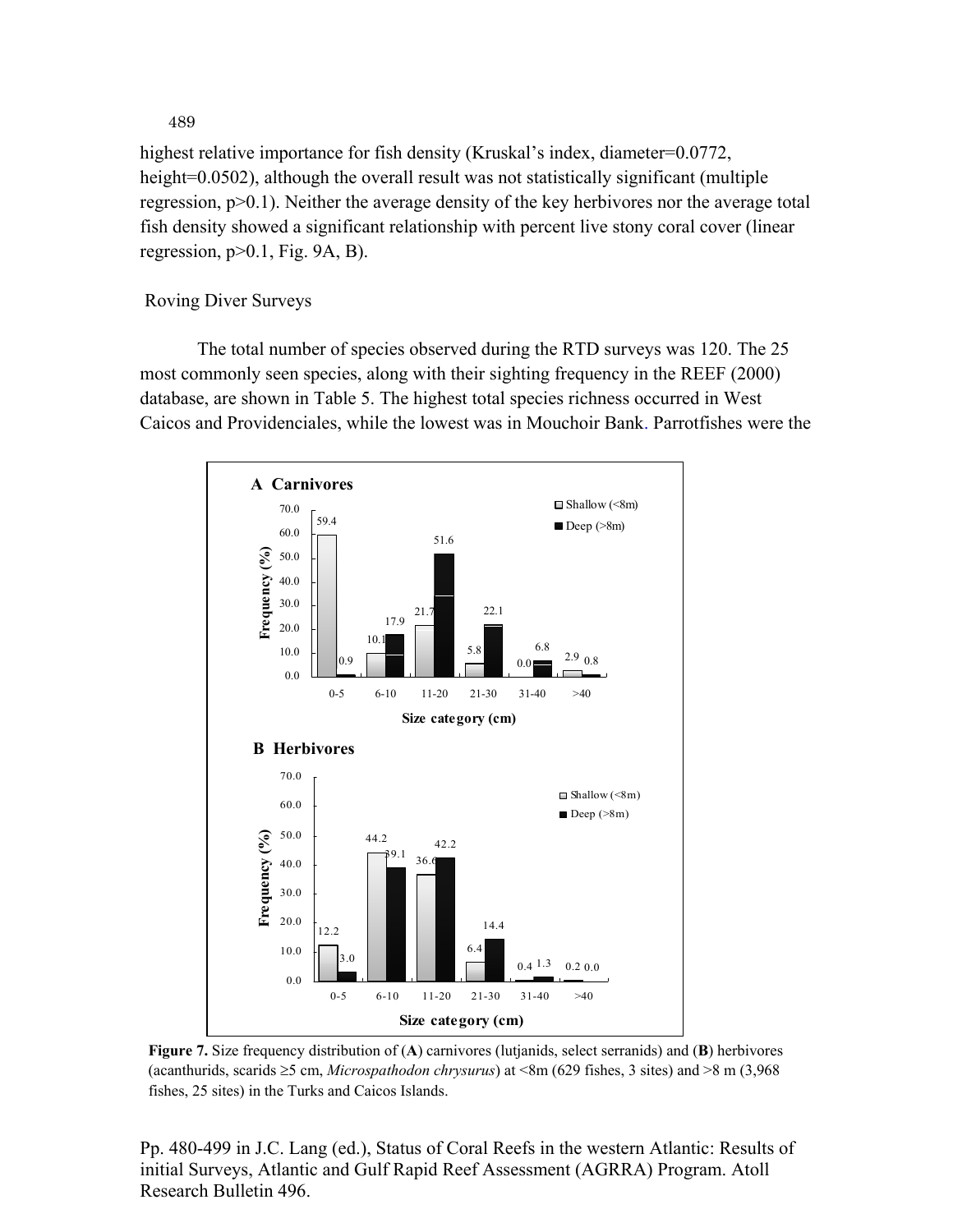highest relative importance for fish density (Kruskal's index, diameter=0.0772, height=0.0502), although the overall result was not statistically significant (multiple regression, $p>0.1$). Neither the average density of the key herbivores nor the average total fish density showed a significant relationship with percent live stony coral cover (linear regression, $p>0.1$, Fig. 9A, B).

## Roving Diver Surveys

The total number of species observed during the RTD surveys was 120. The 25 most commonly seen species, along with their sighting frequency in the REEF (2000) database, are shown in Table 5. The highest total species richness occurred in West Caicos and Providenciales, while the lowest was in Mouchoir Bank. Parrotfishes were the

**A Carnivores**

| Size category (cm) | Shallow (<8m) Frequency (%) | Deep (>8m) Frequency (%) |
|---|---|---|
| 0-5 | 59.4 | 0.9 |
| 6-10 | 10.1 | 17.9 |
| 11-20 | 21.7 | 51.6 |
| 21-30 | 5.8 | 22.1 |
| 31-40 | 0.0 | 6.8 |
| >40 | 2.9 | 0.8 |

**B Herbivores**

| Size category (cm) | Shallow (<8m) Frequency (%) | Deep (>8m) Frequency (%) |
|---|---|---|
| 0-5 | 12.2 | 3.0 |
| 6-10 | 44.2 | 39.1 |
| 11-20 | 36.6 | 42.2 |
| 21-30 | 6.4 | 14.4 |
| 31-40 | 0.4 | 1.3 |
| >40 | 0.2 | 0.0 |

**Figure 7.** Size frequency distribution of (**A**) carnivores (lutjanids, select serranids) and (**B**) herbivores (acanthurids, scarids ≥5 cm, *Microspathodon chrysurus*) at <8m (629 fishes, 3 sites) and >8 m (3,968 fishes, 25 sites) in the Turks and Caicos Islands.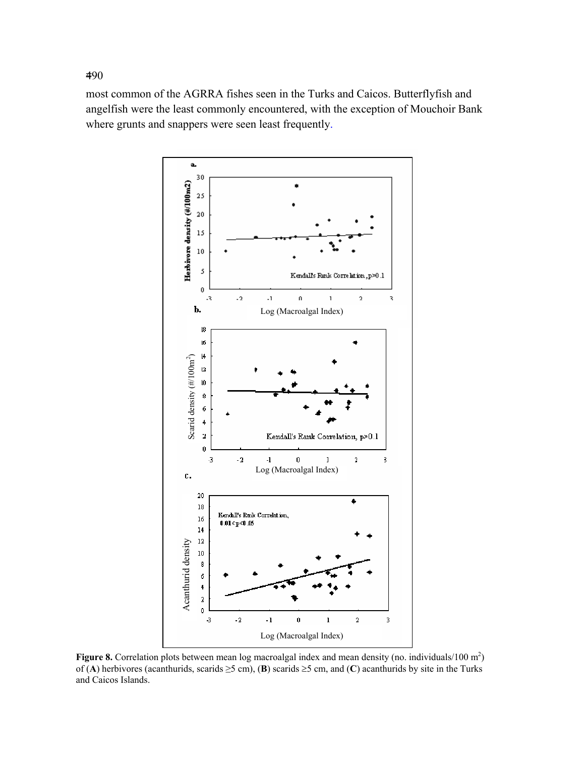most common of the AGRRA fishes seen in the Turks and Caicos. Butterflyfish and angelfish were the least commonly encountered, with the exception of Mouchoir Bank where grunts and snappers were seen least frequently.

**Figure 8.** Correlation plots between mean log macroalgal index and mean density (no. individuals/100 $m^2$) of (**A**) herbivores (acanthurids, scarids ≥5 cm), (**B**) scarids ≥5 cm, and (**C**) acanthurids by site in the Turks and Caicos Islands.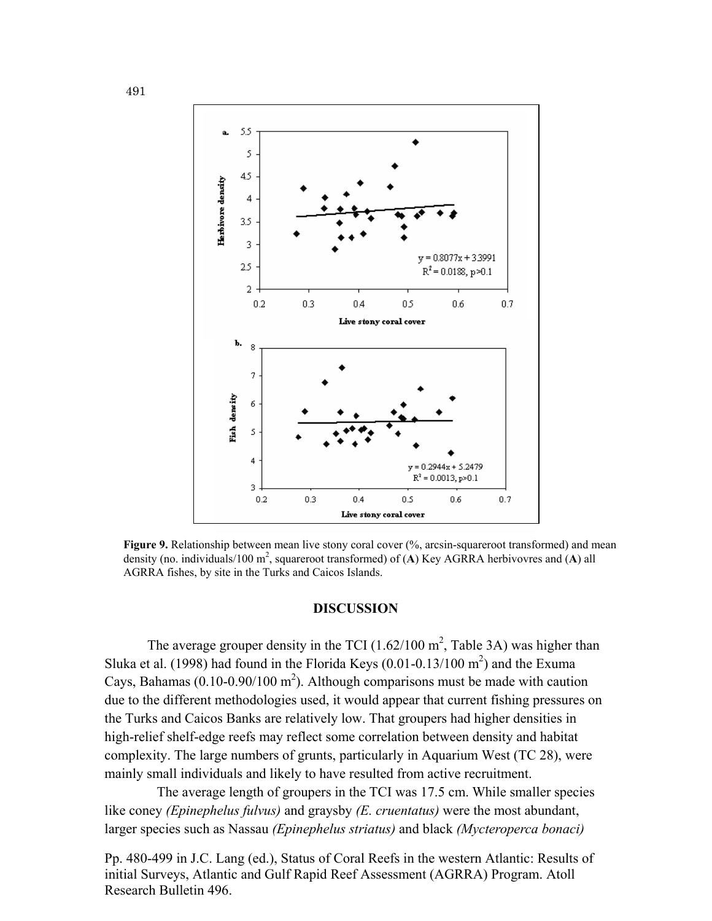**Figure 9.** Relationship between mean live stony coral cover (%, arcsin-squareroot transformed) and mean density (no. individuals/100 $m^2$, squareroot transformed) of (**A**) Key AGRRA herbivovres and (**A**) all AGRRA fishes, by site in the Turks and Caicos Islands.

## DISCUSSION

The average grouper density in the TCI (1.62/100 $m^2$, Table 3A) was higher than Sluka et al. (1998) had found in the Florida Keys (0.01-0.13/100 $m^2$) and the Exuma Cays, Bahamas (0.10-0.90/100 $m^2$). Although comparisons must be made with caution due to the different methodologies used, it would appear that current fishing pressures on the Turks and Caicos Banks are relatively low. That groupers had higher densities in high-relief shelf-edge reefs may reflect some correlation between density and habitat complexity. The large numbers of grunts, particularly in Aquarium West (TC 28), were mainly small individuals and likely to have resulted from active recruitment.

The average length of groupers in the TCI was 17.5 cm. While smaller species like coney *(Epinephelus fulvus)* and graysby *(E. cruentatus)* were the most abundant, larger species such as Nassau *(Epinephelus striatus)* and black *(Mycteroperca bonaci)*

Pp. 480-499 in J.C. Lang (ed.), Status of Coral Reefs in the western Atlantic: Results of initial Surveys, Atlantic and Gulf Rapid Reef Assessment (AGRRA) Program. Atoll Research Bulletin 496.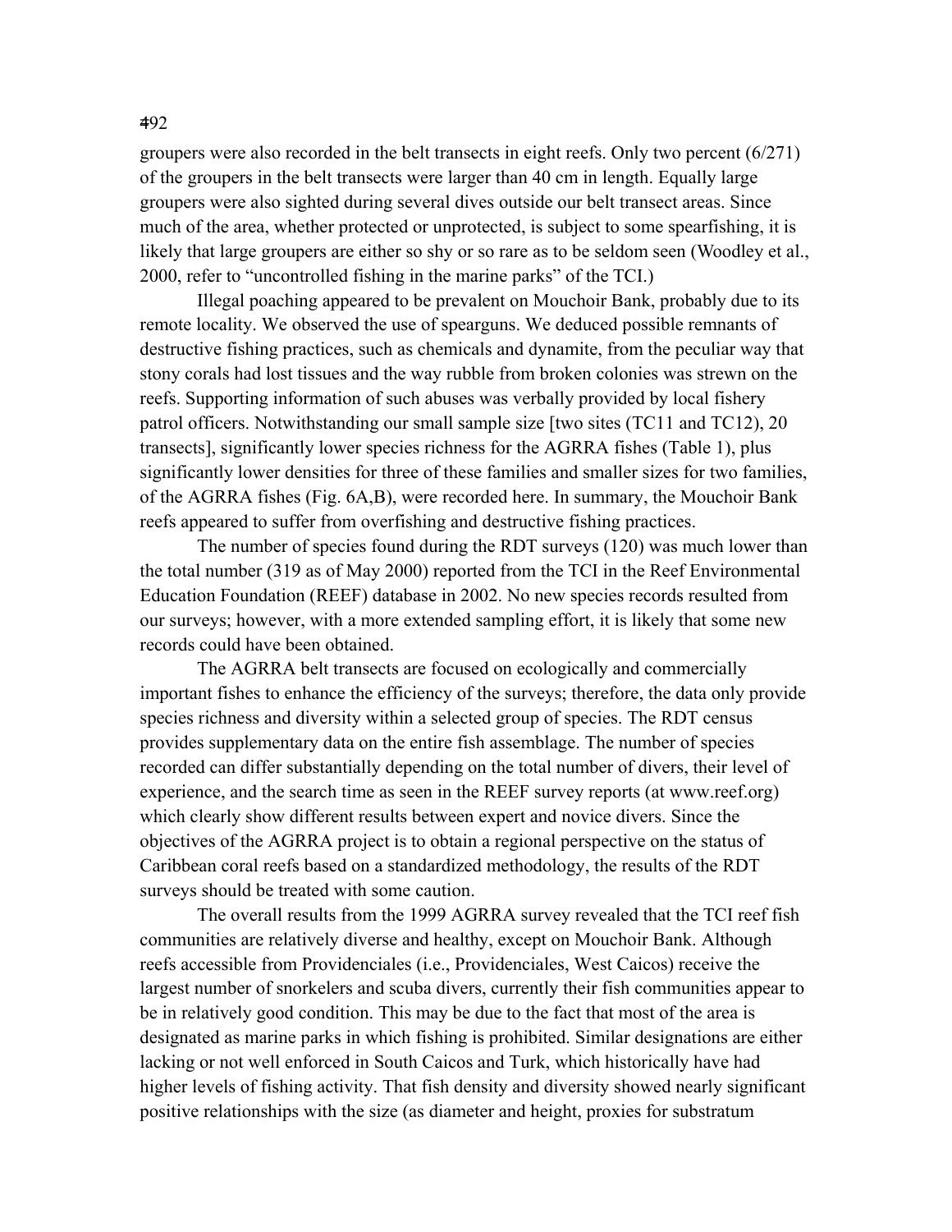groupers were also recorded in the belt transects in eight reefs. Only two percent (6/271) of the groupers in the belt transects were larger than 40 cm in length. Equally large groupers were also sighted during several dives outside our belt transect areas. Since much of the area, whether protected or unprotected, is subject to some spearfishing, it is likely that large groupers are either so shy or so rare as to be seldom seen (Woodley et al., 2000, refer to "uncontrolled fishing in the marine parks" of the TCI.)

Illegal poaching appeared to be prevalent on Mouchoir Bank, probably due to its remote locality. We observed the use of spearguns. We deduced possible remnants of destructive fishing practices, such as chemicals and dynamite, from the peculiar way that stony corals had lost tissues and the way rubble from broken colonies was strewn on the reefs. Supporting information of such abuses was verbally provided by local fishery patrol officers. Notwithstanding our small sample size [two sites (TC11 and TC12), 20 transects], significantly lower species richness for the AGRRA fishes (Table 1), plus significantly lower densities for three of these families and smaller sizes for two families, of the AGRRA fishes (Fig. 6A,B), were recorded here. In summary, the Mouchoir Bank reefs appeared to suffer from overfishing and destructive fishing practices.

The number of species found during the RDT surveys (120) was much lower than the total number (319 as of May 2000) reported from the TCI in the Reef Environmental Education Foundation (REEF) database in 2002. No new species records resulted from our surveys; however, with a more extended sampling effort, it is likely that some new records could have been obtained.

The AGRRA belt transects are focused on ecologically and commercially important fishes to enhance the efficiency of the surveys; therefore, the data only provide species richness and diversity within a selected group of species. The RDT census provides supplementary data on the entire fish assemblage. The number of species recorded can differ substantially depending on the total number of divers, their level of experience, and the search time as seen in the REEF survey reports (at www.reef.org) which clearly show different results between expert and novice divers. Since the objectives of the AGRRA project is to obtain a regional perspective on the status of Caribbean coral reefs based on a standardized methodology, the results of the RDT surveys should be treated with some caution.

The overall results from the 1999 AGRRA survey revealed that the TCI reef fish communities are relatively diverse and healthy, except on Mouchoir Bank. Although reefs accessible from Providenciales (i.e., Providenciales, West Caicos) receive the largest number of snorkelers and scuba divers, currently their fish communities appear to be in relatively good condition. This may be due to the fact that most of the area is designated as marine parks in which fishing is prohibited. Similar designations are either lacking or not well enforced in South Caicos and Turk, which historically have had higher levels of fishing activity. That fish density and diversity showed nearly significant positive relationships with the size (as diameter and height, proxies for substratum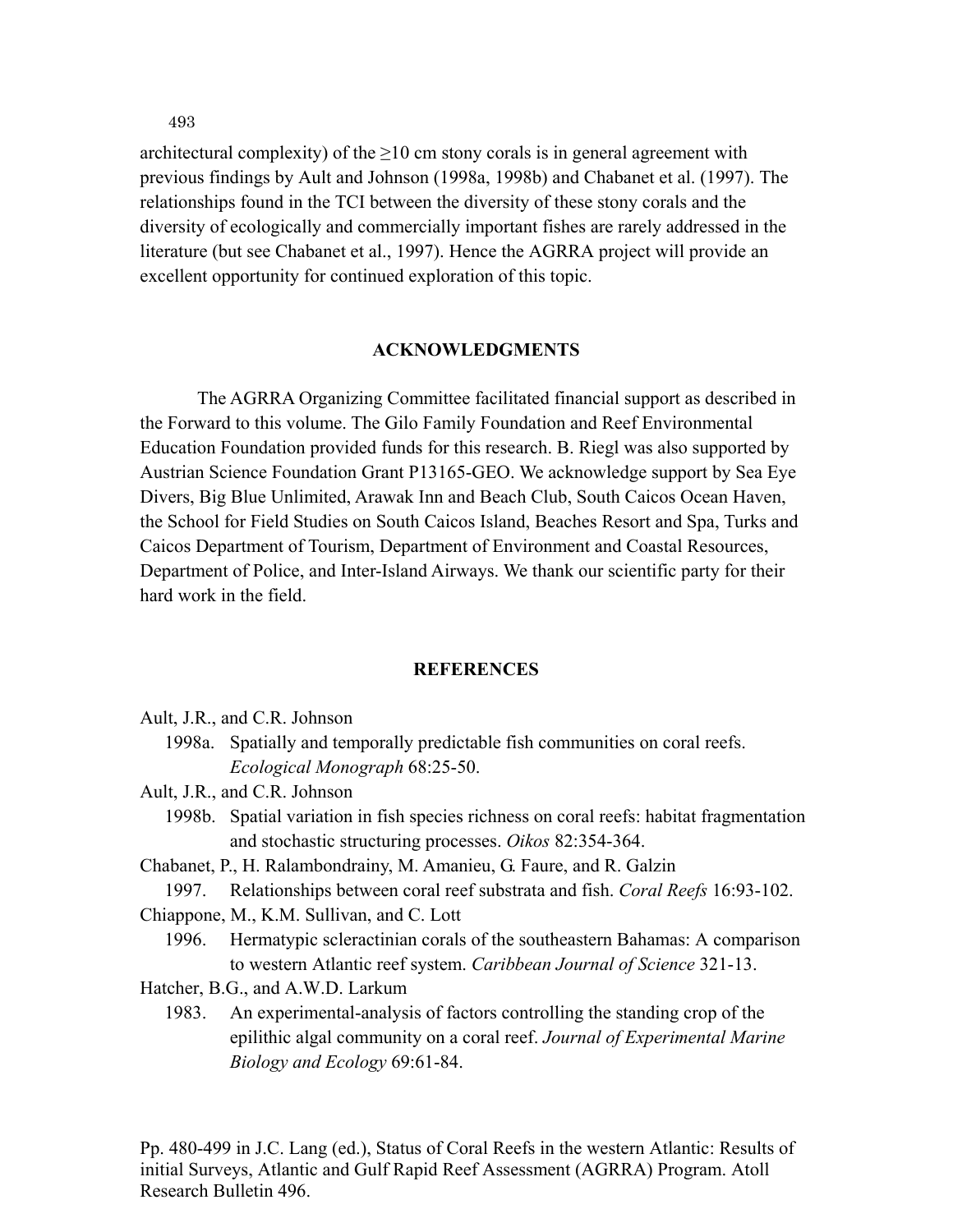architectural complexity) of the ≥10 cm stony corals is in general agreement with previous findings by Ault and Johnson (1998a, 1998b) and Chabanet et al. (1997). The relationships found in the TCI between the diversity of these stony corals and the diversity of ecologically and commercially important fishes are rarely addressed in the literature (but see Chabanet et al., 1997). Hence the AGRRA project will provide an excellent opportunity for continued exploration of this topic.

## ACKNOWLEDGMENTS

The AGRRA Organizing Committee facilitated financial support as described in the Forward to this volume. The Gilo Family Foundation and Reef Environmental Education Foundation provided funds for this research. B. Riegl was also supported by Austrian Science Foundation Grant P13165-GEO. We acknowledge support by Sea Eye Divers, Big Blue Unlimited, Arawak Inn and Beach Club, South Caicos Ocean Haven, the School for Field Studies on South Caicos Island, Beaches Resort and Spa, Turks and Caicos Department of Tourism, Department of Environment and Coastal Resources, Department of Police, and Inter-Island Airways. We thank our scientific party for their hard work in the field.

## REFERENCES

Ault, J.R., and C.R. Johnson
- 1998a. Spatially and temporally predictable fish communities on coral reefs. *Ecological Monograph* 68:25-50.

Ault, J.R., and C.R. Johnson
- 1998b. Spatial variation in fish species richness on coral reefs: habitat fragmentation and stochastic structuring processes. *Oikos* 82:354-364.

Chabanet, P., H. Ralambondrainy, M. Amanieu, G. Faure, and R. Galzin
- 1997. Relationships between coral reef substrata and fish. *Coral Reefs* 16:93-102.

Chiappone, M., K.M. Sullivan, and C. Lott
- 1996. Hermatypic scleractinian corals of the southeastern Bahamas: A comparison to western Atlantic reef system. *Caribbean Journal of Science* 321-13.

Hatcher, B.G., and A.W.D. Larkum
- 1983. An experimental-analysis of factors controlling the standing crop of the epilithic algal community on a coral reef. *Journal of Experimental Marine Biology and Ecology* 69:61-84.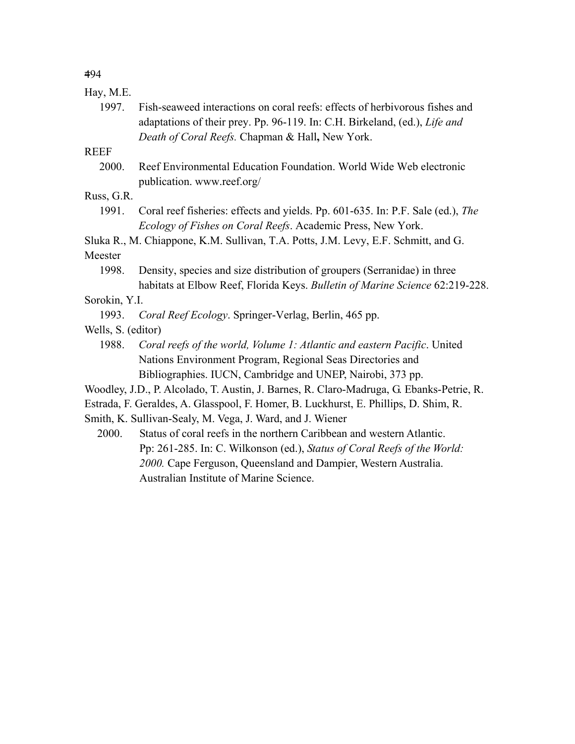Hay, M.E.

1997. Fish-seaweed interactions on coral reefs: effects of herbivorous fishes and adaptations of their prey. Pp. 96-119. In: C.H. Birkeland, (ed.), *Life and Death of Coral Reefs.* Chapman & Hall**,** New York.

REEF

2000. Reef Environmental Education Foundation. World Wide Web electronic publication. www.reef.org/

Russ, G.R.

1991. Coral reef fisheries: effects and yields. Pp. 601-635. In: P.F. Sale (ed.), *The Ecology of Fishes on Coral Reefs*. Academic Press, New York.

Sluka R., M. Chiappone, K.M. Sullivan, T.A. Potts, J.M. Levy, E.F. Schmitt, and G. Meester

1998. Density, species and size distribution of groupers (Serranidae) in three habitats at Elbow Reef, Florida Keys. *Bulletin of Marine Science* 62:219-228.

Sorokin, Y.I.

1993. *Coral Reef Ecology*. Springer-Verlag, Berlin, 465 pp.

Wells, S. (editor)

1988. *Coral reefs of the world, Volume 1: Atlantic and eastern Pacific*. United Nations Environment Program, Regional Seas Directories and Bibliographies. IUCN, Cambridge and UNEP, Nairobi, 373 pp.

Woodley, J.D., P. Alcolado, T. Austin, J. Barnes, R. Claro-Madruga, G. Ebanks-Petrie, R. Estrada, F. Geraldes, A. Glasspool, F. Homer, B. Luckhurst, E. Phillips, D. Shim, R. Smith, K. Sullivan-Sealy, M. Vega, J. Ward, and J. Wiener

2000. Status of coral reefs in the northern Caribbean and western Atlantic. Pp: 261-285. In: C. Wilkonson (ed.), *Status of Coral Reefs of the World: 2000.* Cape Ferguson, Queensland and Dampier, Western Australia. Australian Institute of Marine Science.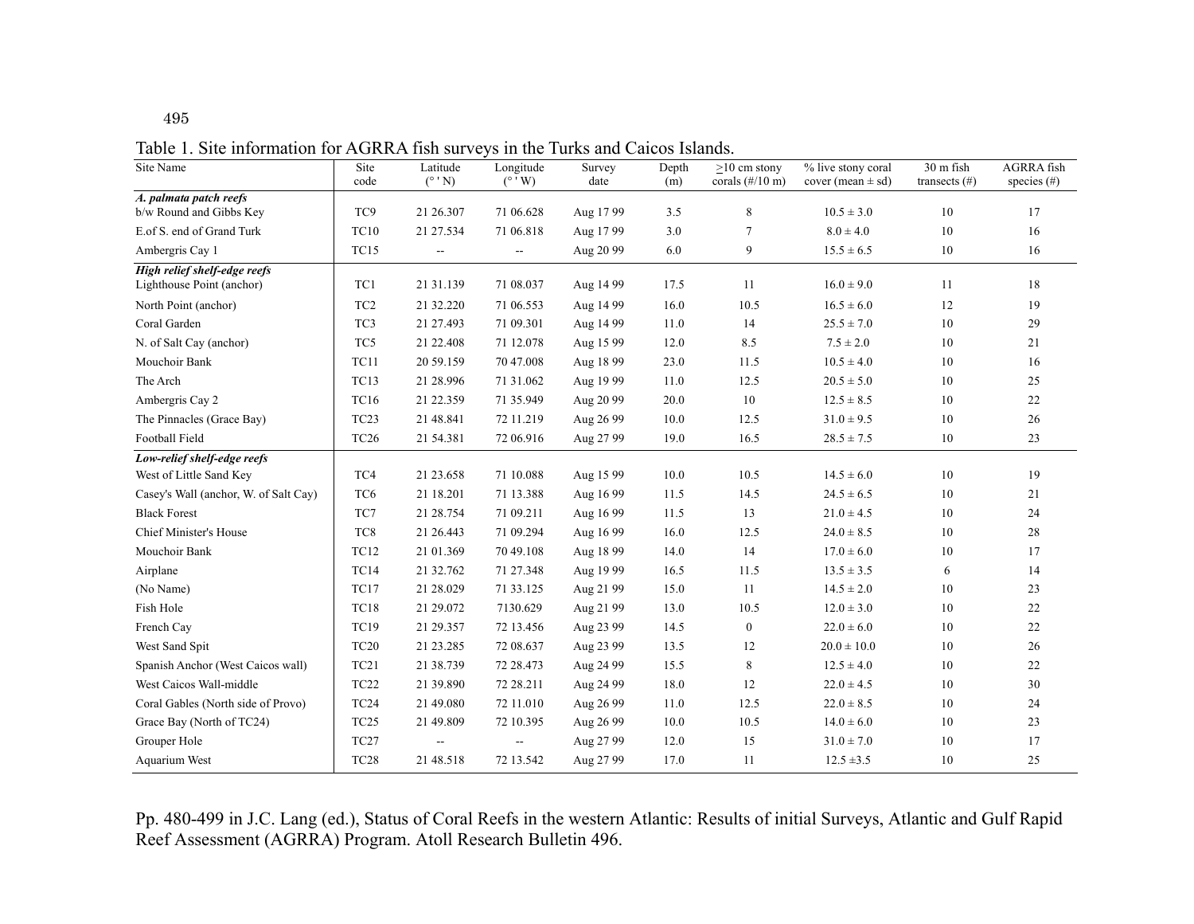Table 1. Site information for AGRRA fish surveys in the Turks and Caicos Islands.

| Site Name | Site code | Latitude (° ' N) | Longitude (° ' W) | Survey date | Depth (m) | ≥10 cm stony corals (#/10 m) | % live stony coral cover (mean ± sd) | 30 m fish transects (#) | AGRRA fish species (#) |
|---|---|---|---|---|---|---|---|---|---|
| ***A. palmata patch reefs*** | | | | | | | | | |
| b/w Round and Gibbs Key | TC9 | 21 26.307 | 71 06.628 | Aug 17 99 | 3.5 | 8 | 10.5 ± 3.0 | 10 | 17 |
| E.of S. end of Grand Turk | TC10 | 21 27.534 | 71 06.818 | Aug 17 99 | 3.0 | 7 | 8.0 ± 4.0 | 10 | 16 |
| Ambergris Cay 1 | TC15 | -- | -- | Aug 20 99 | 6.0 | 9 | 15.5 ± 6.5 | 10 | 16 |
| ***High relief shelf-edge reefs*** | | | | | | | | | |
| Lighthouse Point (anchor) | TC1 | 21 31.139 | 71 08.037 | Aug 14 99 | 17.5 | 11 | 16.0 ± 9.0 | 11 | 18 |
| North Point (anchor) | TC2 | 21 32.220 | 71 06.553 | Aug 14 99 | 16.0 | 10.5 | 16.5 ± 6.0 | 12 | 19 |
| Coral Garden | TC3 | 21 27.493 | 71 09.301 | Aug 14 99 | 11.0 | 14 | 25.5 ± 7.0 | 10 | 29 |
| N. of Salt Cay (anchor) | TC5 | 21 22.408 | 71 12.078 | Aug 15 99 | 12.0 | 8.5 | 7.5 ± 2.0 | 10 | 21 |
| Mouchoir Bank | TC11 | 20 59.159 | 70 47.008 | Aug 18 99 | 23.0 | 11.5 | 10.5 ± 4.0 | 10 | 16 |
| The Arch | TC13 | 21 28.996 | 71 31.062 | Aug 19 99 | 11.0 | 12.5 | 20.5 ± 5.0 | 10 | 25 |
| Ambergris Cay 2 | TC16 | 21 22.359 | 71 35.949 | Aug 20 99 | 20.0 | 10 | 12.5 ± 8.5 | 10 | 22 |
| The Pinnacles (Grace Bay) | TC23 | 21 48.841 | 72 11.219 | Aug 26 99 | 10.0 | 12.5 | 31.0 ± 9.5 | 10 | 26 |
| Football Field | TC26 | 21 54.381 | 72 06.916 | Aug 27 99 | 19.0 | 16.5 | 28.5 ± 7.5 | 10 | 23 |
| ***Low-relief shelf-edge reefs*** | | | | | | | | | |
| West of Little Sand Key | TC4 | 21 23.658 | 71 10.088 | Aug 15 99 | 10.0 | 10.5 | 14.5 ± 6.0 | 10 | 19 |
| Casey's Wall (anchor, W. of Salt Cay) | TC6 | 21 18.201 | 71 13.388 | Aug 16 99 | 11.5 | 14.5 | 24.5 ± 6.5 | 10 | 21 |
| Black Forest | TC7 | 21 28.754 | 71 09.211 | Aug 16 99 | 11.5 | 13 | 21.0 ± 4.5 | 10 | 24 |
| Chief Minister's House | TC8 | 21 26.443 | 71 09.294 | Aug 16 99 | 16.0 | 12.5 | 24.0 ± 8.5 | 10 | 28 |
| Mouchoir Bank | TC12 | 21 01.369 | 70 49.108 | Aug 18 99 | 14.0 | 14 | 17.0 ± 6.0 | 10 | 17 |
| Airplane | TC14 | 21 32.762 | 71 27.348 | Aug 19 99 | 16.5 | 11.5 | 13.5 ± 3.5 | 6 | 14 |
| (No Name) | TC17 | 21 28.029 | 71 33.125 | Aug 21 99 | 15.0 | 11 | 14.5 ± 2.0 | 10 | 23 |
| Fish Hole | TC18 | 21 29.072 | 7130.629 | Aug 21 99 | 13.0 | 10.5 | 12.0 ± 3.0 | 10 | 22 |
| French Cay | TC19 | 21 29.357 | 72 13.456 | Aug 23 99 | 14.5 | 0 | 22.0 ± 6.0 | 10 | 22 |
| West Sand Spit | TC20 | 21 23.285 | 72 08.637 | Aug 23 99 | 13.5 | 12 | 20.0 ± 10.0 | 10 | 26 |
| Spanish Anchor (West Caicos wall) | TC21 | 21 38.739 | 72 28.473 | Aug 24 99 | 15.5 | 8 | 12.5 ± 4.0 | 10 | 22 |
| West Caicos Wall-middle | TC22 | 21 39.890 | 72 28.211 | Aug 24 99 | 18.0 | 12 | 22.0 ± 4.5 | 10 | 30 |
| Coral Gables (North side of Provo) | TC24 | 21 49.080 | 72 11.010 | Aug 26 99 | 11.0 | 12.5 | 22.0 ± 8.5 | 10 | 24 |
| Grace Bay (North of TC24) | TC25 | 21 49.809 | 72 10.395 | Aug 26 99 | 10.0 | 10.5 | 14.0 ± 6.0 | 10 | 23 |
| Grouper Hole | TC27 | -- | -- | Aug 27 99 | 12.0 | 15 | 31.0 ± 7.0 | 10 | 17 |
| Aquarium West | TC28 | 21 48.518 | 72 13.542 | Aug 27 99 | 17.0 | 11 | 12.5 ±3.5 | 10 | 25 |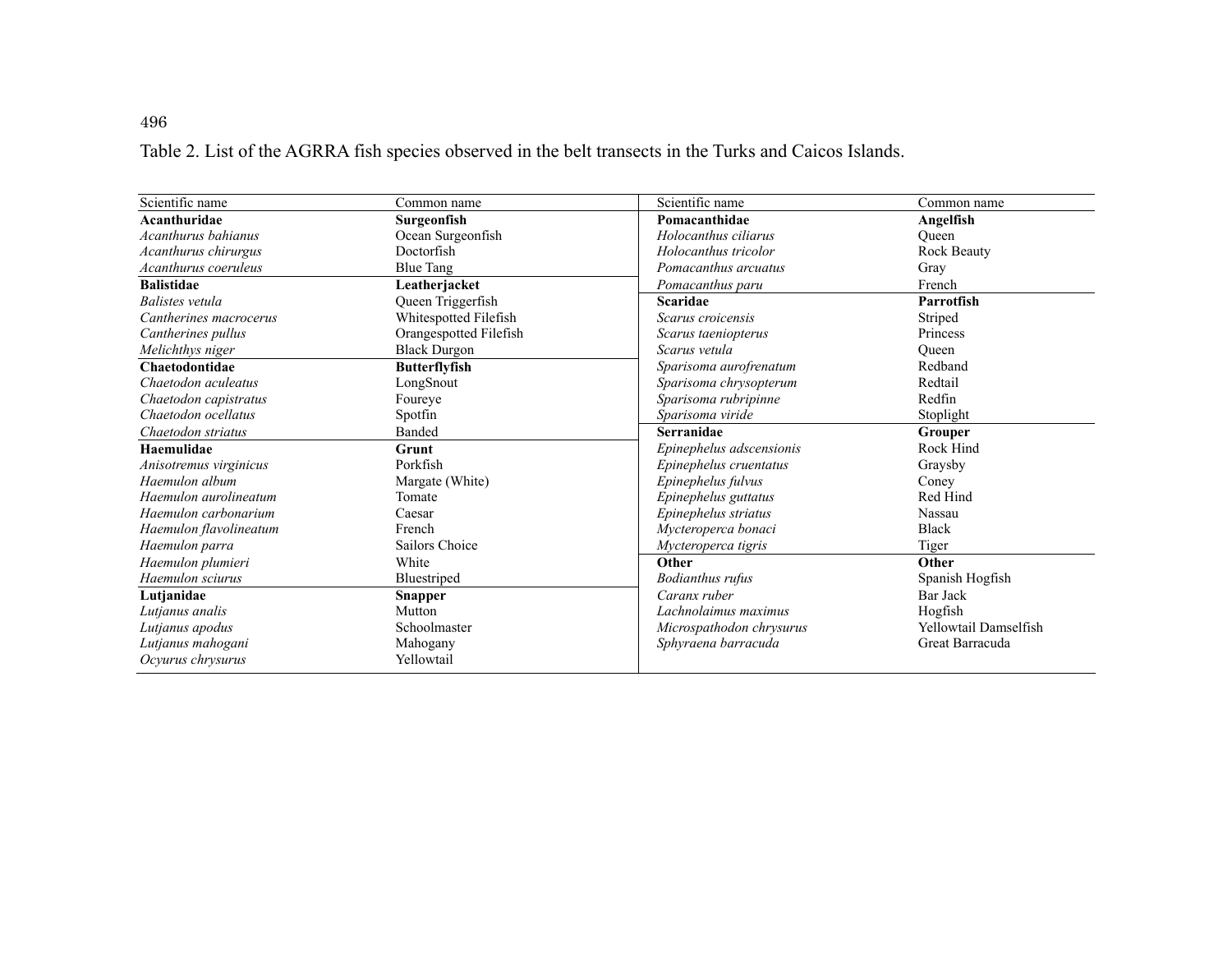Table 2. List of the AGRRA fish species observed in the belt transects in the Turks and Caicos Islands.

| Scientific name | Common name | Scientific name | Common name |
|---|---|---|---|
| **Acanthuridae** | **Surgeonfish** | **Pomacanthidae** | **Angelfish** |
| *Acanthurus bahianus* | Ocean Surgeonfish | *Holocanthus ciliarus* | Queen |
| *Acanthurus chirurgus* | Doctorfish | *Holocanthus tricolor* | Rock Beauty |
| *Acanthurus coeruleus* | Blue Tang | *Pomacanthus arcuatus* | Gray |
| **Balistidae** | **Leatherjacket** | *Pomacanthus paru* | French |
| *Balistes vetula* | Queen Triggerfish | **Scaridae** | **Parrotfish** |
| *Cantherines macrocerus* | Whitespotted Filefish | *Scarus croicensis* | Striped |
| *Cantherines pullus* | Orangespotted Filefish | *Scarus taeniopterus* | Princess |
| *Melichthys niger* | Black Durgon | *Scarus vetula* | Queen |
| **Chaetodontidae** | **Butterflyfish** | *Sparisoma aurofrenatum* | Redband |
| *Chaetodon aculeatus* | LongSnout | *Sparisoma chrysopterum* | Redtail |
| *Chaetodon capistratus* | Foureye | *Sparisoma rubripinne* | Redfin |
| *Chaetodon ocellatus* | Spotfin | *Sparisoma viride* | Stoplight |
| *Chaetodon striatus* | Banded | **Serranidae** | **Grouper** |
| **Haemulidae** | **Grunt** | *Epinephelus adscensionis* | Rock Hind |
| *Anisotremus virginicus* | Porkfish | *Epinephelus cruentatus* | Graysby |
| *Haemulon album* | Margate (White) | *Epinephelus fulvus* | Coney |
| *Haemulon aurolineatum* | Tomate | *Epinephelus guttatus* | Red Hind |
| *Haemulon carbonarium* | Caesar | *Epinephelus striatus* | Nassau |
| *Haemulon flavolineatum* | French | *Mycteroperca bonaci* | Black |
| *Haemulon parra* | Sailors Choice | *Mycteroperca tigris* | Tiger |
| *Haemulon plumieri* | White | **Other** | **Other** |
| *Haemulon sciurus* | Bluestriped | *Bodianthus rufus* | Spanish Hogfish |
| **Lutjanidae** | **Snapper** | *Caranx ruber* | Bar Jack |
| *Lutjanus analis* | Mutton | *Lachnolaimus maximus* | Hogfish |
| *Lutjanus apodus* | Schoolmaster | *Microspathodon chrysurus* | Yellowtail Damselfish |
| *Lutjanus mahogani* | Mahogany | *Sphyraena barracuda* | Great Barracuda |
| *Ocyurus chrysurus* | Yellowtail | | |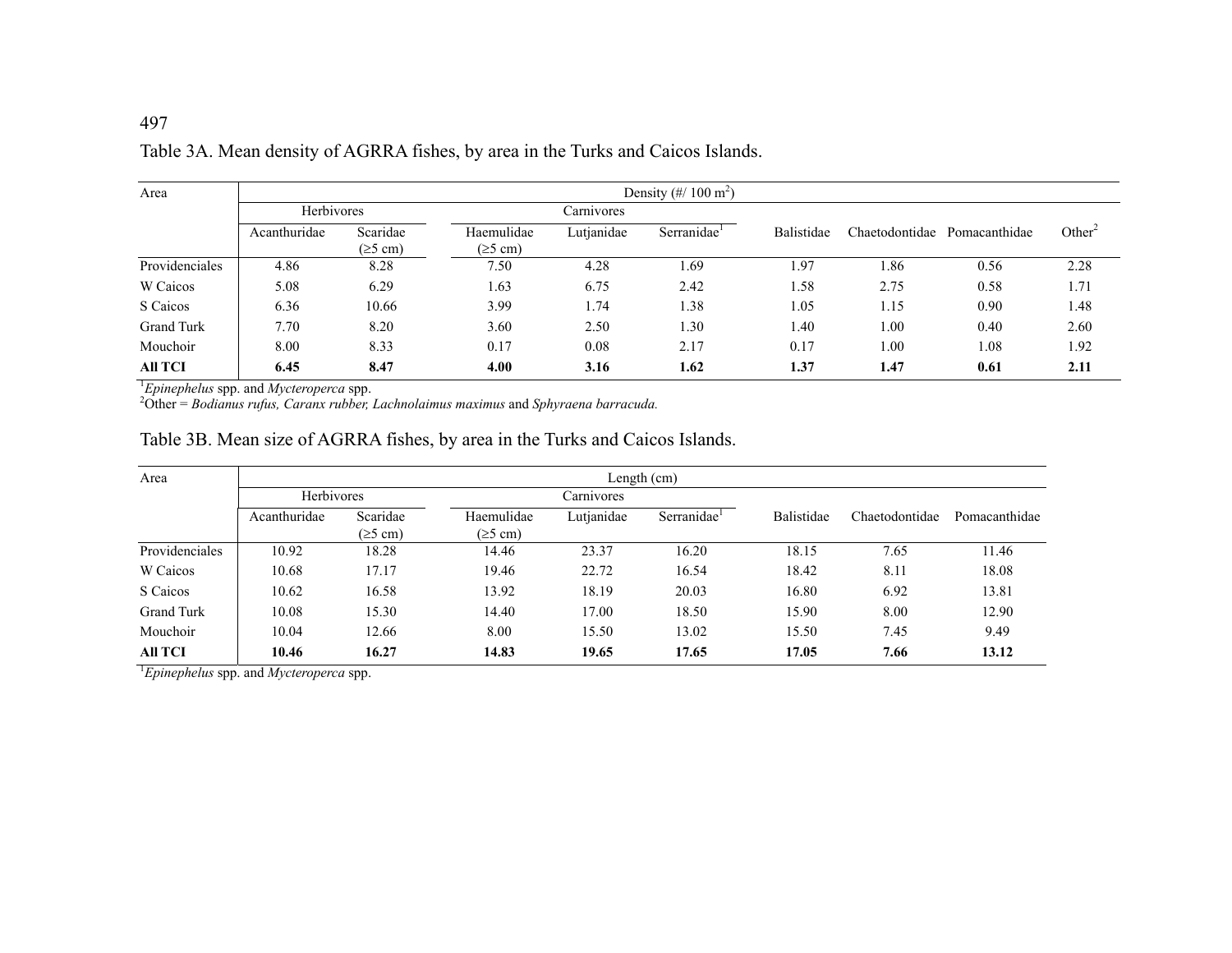Table 3A. Mean density of AGRRA fishes, by area in the Turks and Caicos Islands.

| Area | Density (#/ 100 m$^2$) | | | | | | | | |
|---|---|---|---|---|---|---|---|---|---|
| | Herbivores | | Carnivores | | | | | | |
| | Acanthuridae | Scaridae (≥5 cm) | Haemulidae (≥5 cm) | Lutjanidae | Serranidae[1] | Balistidae | Chaetodontidae | Pomacanthidae | Other[2] |
| Providenciales | 4.86 | 8.28 | 7.50 | 4.28 | 1.69 | 1.97 | 1.86 | 0.56 | 2.28 |
| W Caicos | 5.08 | 6.29 | 1.63 | 6.75 | 2.42 | 1.58 | 2.75 | 0.58 | 1.71 |
| S Caicos | 6.36 | 10.66 | 3.99 | 1.74 | 1.38 | 1.05 | 1.15 | 0.90 | 1.48 |
| Grand Turk | 7.70 | 8.20 | 3.60 | 2.50 | 1.30 | 1.40 | 1.00 | 0.40 | 2.60 |
| Mouchoir | 8.00 | 8.33 | 0.17 | 0.08 | 2.17 | 0.17 | 1.00 | 1.08 | 1.92 |
| **All TCI** | **6.45** | **8.47** | **4.00** | **3.16** | **1.62** | **1.37** | **1.47** | **0.61** | **2.11** |

[1]*Epinephelus* spp. and *Mycteroperca* spp.
[2]Other = *Bodianus rufus, Caranx rubber, Lachnolaimus maximus* and *Sphyraena barracuda.*

Table 3B. Mean size of AGRRA fishes, by area in the Turks and Caicos Islands.

| Area | Length (cm) | | | | | | | |
|---|---|---|---|---|---|---|---|---|
| | Herbivores | | Carnivores | | | | | |
| | Acanthuridae | Scaridae (≥5 cm) | Haemulidae (≥5 cm) | Lutjanidae | Serranidae[1] | Balistidae | Chaetodontidae | Pomacanthidae |
| Providenciales | 10.92 | 18.28 | 14.46 | 23.37 | 16.20 | 18.15 | 7.65 | 11.46 |
| W Caicos | 10.68 | 17.17 | 19.46 | 22.72 | 16.54 | 18.42 | 8.11 | 18.08 |
| S Caicos | 10.62 | 16.58 | 13.92 | 18.19 | 20.03 | 16.80 | 6.92 | 13.81 |
| Grand Turk | 10.08 | 15.30 | 14.40 | 17.00 | 18.50 | 15.90 | 8.00 | 12.90 |
| Mouchoir | 10.04 | 12.66 | 8.00 | 15.50 | 13.02 | 15.50 | 7.45 | 9.49 |
| **All TCI** | **10.46** | **16.27** | **14.83** | **19.65** | **17.65** | **17.05** | **7.66** | **13.12** |

[1]*Epinephelus* spp. and *Mycteroperca* spp.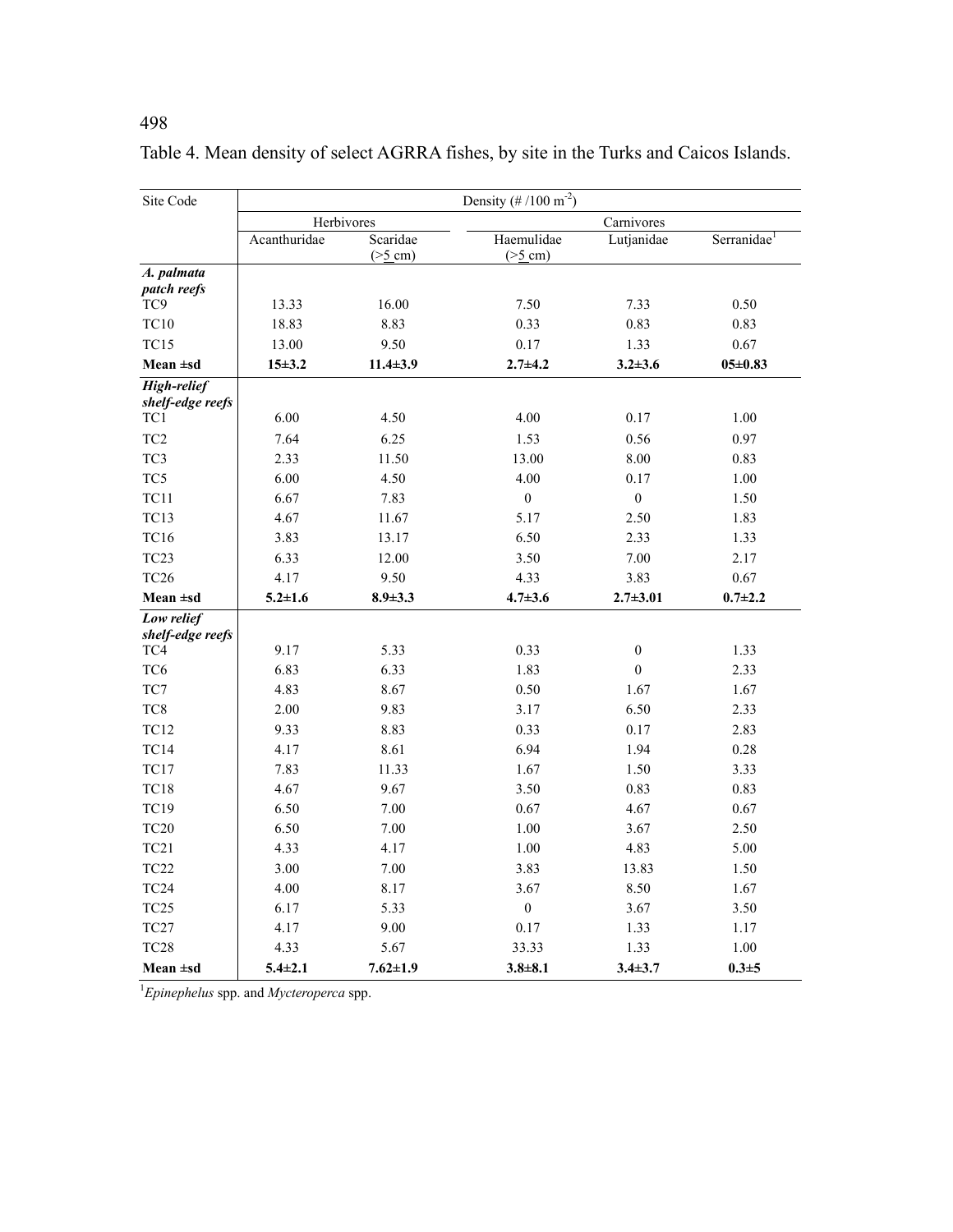Table 4. Mean density of select AGRRA fishes, by site in the Turks and Caicos Islands.

| Site Code | Density (# /100 $m^{-2}$) | | | | |
|---|---|---|---|---|---|
| | Herbivores | | Carnivores | | |
| | Acanthuridae | Scaridae (>5 cm) | Haemulidae (>5 cm) | Lutjanidae | Serranidae[1] |
| ***A. palmata* patch reefs** | | | | | |
| TC9 | 13.33 | 16.00 | 7.50 | 7.33 | 0.50 |
| TC10 | 18.83 | 8.83 | 0.33 | 0.83 | 0.83 |
| TC15 | 13.00 | 9.50 | 0.17 | 1.33 | 0.67 |
| **Mean ±sd** | **15±3.2** | **11.4±3.9** | **2.7±4.2** | **3.2±3.6** | **05±0.83** |
| ***High-relief shelf-edge reefs*** | | | | | |
| TC1 | 6.00 | 4.50 | 4.00 | 0.17 | 1.00 |
| TC2 | 7.64 | 6.25 | 1.53 | 0.56 | 0.97 |
| TC3 | 2.33 | 11.50 | 13.00 | 8.00 | 0.83 |
| TC5 | 6.00 | 4.50 | 4.00 | 0.17 | 1.00 |
| TC11 | 6.67 | 7.83 | 0 | 0 | 1.50 |
| TC13 | 4.67 | 11.67 | 5.17 | 2.50 | 1.83 |
| TC16 | 3.83 | 13.17 | 6.50 | 2.33 | 1.33 |
| TC23 | 6.33 | 12.00 | 3.50 | 7.00 | 2.17 |
| TC26 | 4.17 | 9.50 | 4.33 | 3.83 | 0.67 |
| **Mean ±sd** | **5.2±1.6** | **8.9±3.3** | **4.7±3.6** | **2.7±3.01** | **0.7±2.2** |
| ***Low relief shelf-edge reefs*** | | | | | |
| TC4 | 9.17 | 5.33 | 0.33 | 0 | 1.33 |
| TC6 | 6.83 | 6.33 | 1.83 | 0 | 2.33 |
| TC7 | 4.83 | 8.67 | 0.50 | 1.67 | 1.67 |
| TC8 | 2.00 | 9.83 | 3.17 | 6.50 | 2.33 |
| TC12 | 9.33 | 8.83 | 0.33 | 0.17 | 2.83 |
| TC14 | 4.17 | 8.61 | 6.94 | 1.94 | 0.28 |
| TC17 | 7.83 | 11.33 | 1.67 | 1.50 | 3.33 |
| TC18 | 4.67 | 9.67 | 3.50 | 0.83 | 0.83 |
| TC19 | 6.50 | 7.00 | 0.67 | 4.67 | 0.67 |
| TC20 | 6.50 | 7.00 | 1.00 | 3.67 | 2.50 |
| TC21 | 4.33 | 4.17 | 1.00 | 4.83 | 5.00 |
| TC22 | 3.00 | 7.00 | 3.83 | 13.83 | 1.50 |
| TC24 | 4.00 | 8.17 | 3.67 | 8.50 | 1.67 |
| TC25 | 6.17 | 5.33 | 0 | 3.67 | 3.50 |
| TC27 | 4.17 | 9.00 | 0.17 | 1.33 | 1.17 |
| TC28 | 4.33 | 5.67 | 33.33 | 1.33 | 1.00 |
| **Mean ±sd** | **5.4±2.1** | **7.62±1.9** | **3.8±8.1** | **3.4±3.7** | **0.3±5** |

[1]*Epinephelus* spp. and *Mycteroperca* spp.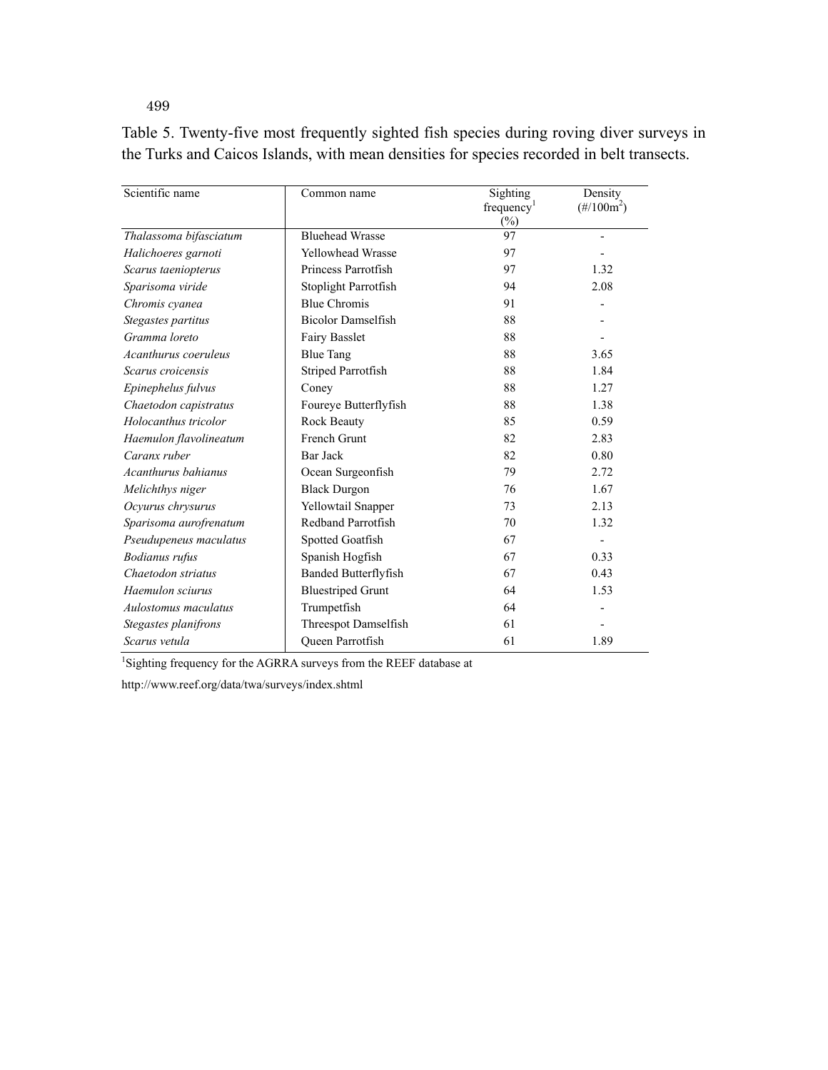Table 5. Twenty-five most frequently sighted fish species during roving diver surveys in the Turks and Caicos Islands, with mean densities for species recorded in belt transects.

| Scientific name | Common name | Sighting frequency[1] (%) | Density (#/100m$^2$) |
|---|---|---|---|
| *Thalassoma bifasciatum* | Bluehead Wrasse | 97 | - |
| *Halichoeres garnoti* | Yellowhead Wrasse | 97 | - |
| *Scarus taeniopterus* | Princess Parrotfish | 97 | 1.32 |
| *Sparisoma viride* | Stoplight Parrotfish | 94 | 2.08 |
| *Chromis cyanea* | Blue Chromis | 91 | - |
| *Stegastes partitus* | Bicolor Damselfish | 88 | - |
| *Gramma loreto* | Fairy Basslet | 88 | - |
| *Acanthurus coeruleus* | Blue Tang | 88 | 3.65 |
| *Scarus croicensis* | Striped Parrotfish | 88 | 1.84 |
| *Epinephelus fulvus* | Coney | 88 | 1.27 |
| *Chaetodon capistratus* | Foureye Butterflyfish | 88 | 1.38 |
| *Holocanthus tricolor* | Rock Beauty | 85 | 0.59 |
| *Haemulon flavolineatum* | French Grunt | 82 | 2.83 |
| *Caranx ruber* | Bar Jack | 82 | 0.80 |
| *Acanthurus bahianus* | Ocean Surgeonfish | 79 | 2.72 |
| *Melichthys niger* | Black Durgon | 76 | 1.67 |
| *Ocyurus chrysurus* | Yellowtail Snapper | 73 | 2.13 |
| *Sparisoma aurofrenatum* | Redband Parrotfish | 70 | 1.32 |
| *Pseudupeneus maculatus* | Spotted Goatfish | 67 | - |
| *Bodianus rufus* | Spanish Hogfish | 67 | 0.33 |
| *Chaetodon striatus* | Banded Butterflyfish | 67 | 0.43 |
| *Haemulon sciurus* | Bluestriped Grunt | 64 | 1.53 |
| *Aulostomus maculatus* | Trumpetfish | 64 | - |
| *Stegastes planifrons* | Threespot Damselfish | 61 | - |
| *Scarus vetula* | Queen Parrotfish | 61 | 1.89 |

[1]Sighting frequency for the AGRRA surveys from the REEF database at http://www.reef.org/data/twa/surveys/index.shtml